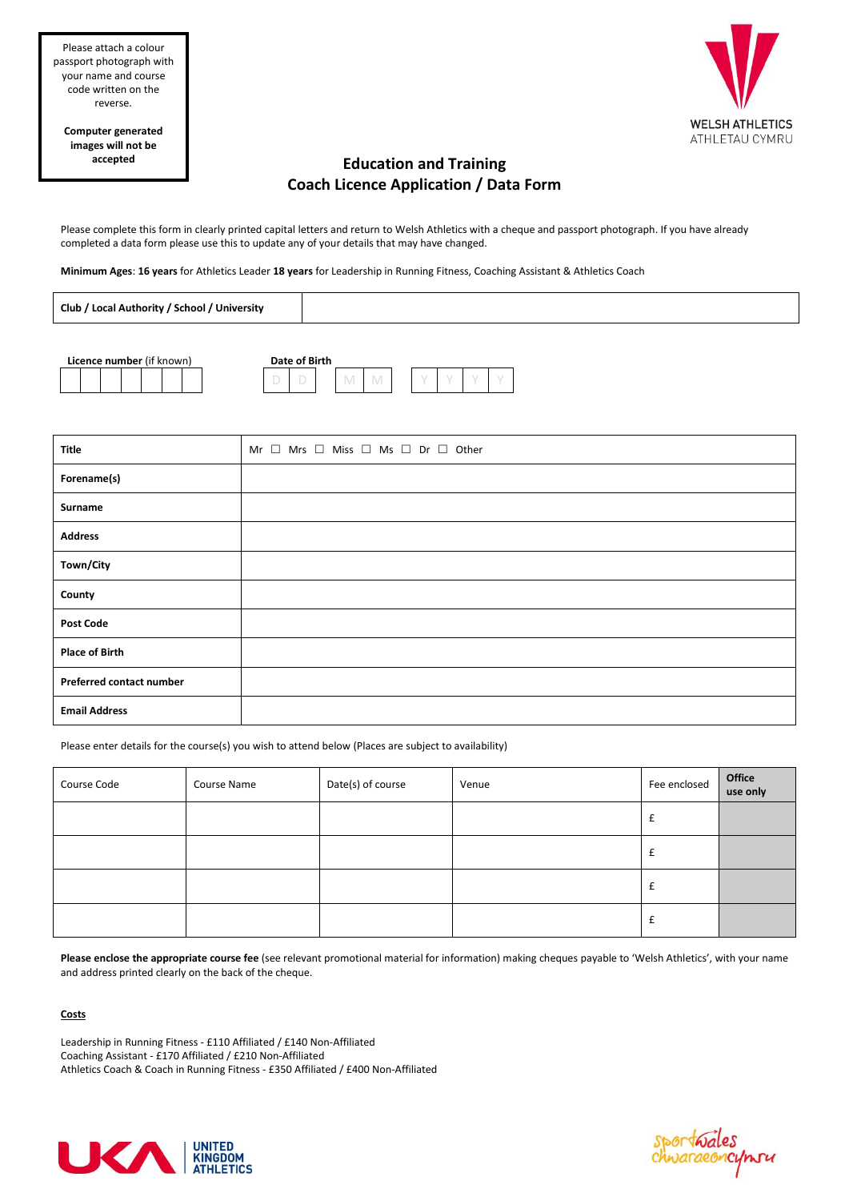Please attach a colour passport photograph with your name and course code written on the reverse.

**Computer generated images will not be accepted**

WELSH ATHLETICS
ATHLETAU CYMRU

## Education and Training
## Coach Licence Application / Data Form

Please complete this form in clearly printed capital letters and return to Welsh Athletics with a cheque and passport photograph. If you have already completed a data form please use this to update any of your details that may have changed.

**Minimum Ages**: **16 years** for Athletics Leader **18 years** for Leadership in Running Fitness, Coaching Assistant & Athletics Coach

| **Club / Local Authority / School / University** | |
|---|---|

**Licence number** (if known)

| | | | | | | |
|---|---|---|---|---|---|---|
| | | | | | | |

**Date of Birth**

| D | D | M | M | Y | Y | Y | Y |
|---|---|---|---|---|---|---|---|

| **Title** | Mr ☐ Mrs ☐ Miss ☐ Ms ☐ Dr ☐ Other |
|---|---|
| **Forename(s)** | |
| **Surname** | |
| **Address** | |
| **Town/City** | |
| **County** | |
| **Post Code** | |
| **Place of Birth** | |
| **Preferred contact number** | |
| **Email Address** | |

Please enter details for the course(s) you wish to attend below (Places are subject to availability)

| Course Code | Course Name | Date(s) of course | Venue | Fee enclosed | **Office use only** |
|---|---|---|---|---|---|
| | | | | £ | |
| | | | | £ | |
| | | | | £ | |
| | | | | £ | |

**Please enclose the appropriate course fee** (see relevant promotional material for information) making cheques payable to 'Welsh Athletics', with your name and address printed clearly on the back of the cheque.

**Costs**

Leadership in Running Fitness - £110 Affiliated / £140 Non-Affiliated
Coaching Assistant - £170 Affiliated / £210 Non-Affiliated
Athletics Coach & Coach in Running Fitness - £350 Affiliated / £400 Non-Affiliated

UKA UNITED KINGDOM ATHLETICS

sportwales chwaraeoncymru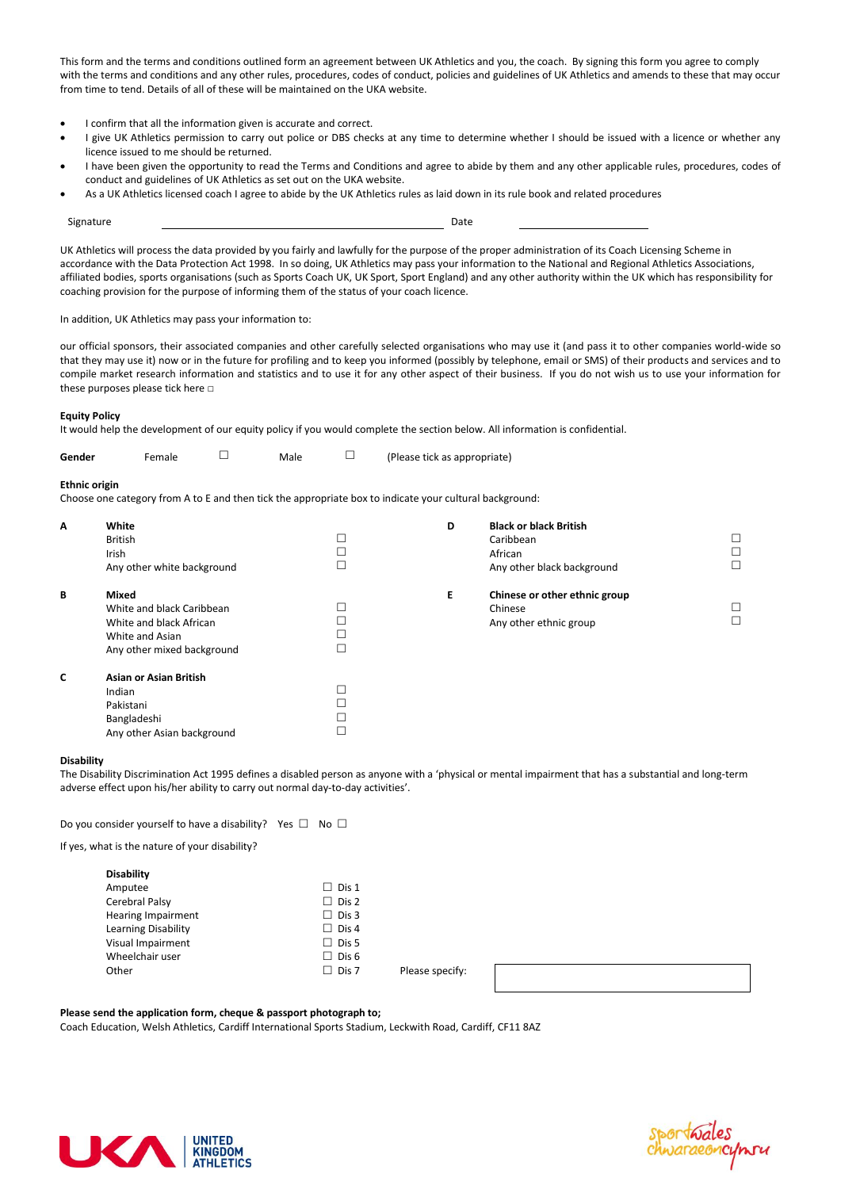This form and the terms and conditions outlined form an agreement between UK Athletics and you, the coach. By signing this form you agree to comply with the terms and conditions and any other rules, procedures, codes of conduct, policies and guidelines of UK Athletics and amends to these that may occur from time to tend. Details of all of these will be maintained on the UKA website.

- I confirm that all the information given is accurate and correct.
- I give UK Athletics permission to carry out police or DBS checks at any time to determine whether I should be issued with a licence or whether any licence issued to me should be returned.
- I have been given the opportunity to read the Terms and Conditions and agree to abide by them and any other applicable rules, procedures, codes of conduct and guidelines of UK Athletics as set out on the UKA website.
- As a UK Athletics licensed coach I agree to abide by the UK Athletics rules as laid down in its rule book and related procedures

Signature ______________________________ Date ________________

UK Athletics will process the data provided by you fairly and lawfully for the purpose of the proper administration of its Coach Licensing Scheme in accordance with the Data Protection Act 1998. In so doing, UK Athletics may pass your information to the National and Regional Athletics Associations, affiliated bodies, sports organisations (such as Sports Coach UK, UK Sport, Sport England) and any other authority within the UK which has responsibility for coaching provision for the purpose of informing them of the status of your coach licence.

In addition, UK Athletics may pass your information to:

our official sponsors, their associated companies and other carefully selected organisations who may use it (and pass it to other companies world-wide so that they may use it) now or in the future for profiling and to keep you informed (possibly by telephone, email or SMS) of their products and services and to compile market research information and statistics and to use it for any other aspect of their business. If you do not wish us to use your information for these purposes please tick here ☐

**Equity Policy**
It would help the development of our equity policy if you would complete the section below. All information is confidential.

**Gender** Female ☐ Male ☐ (Please tick as appropriate)

**Ethnic origin**
Choose one category from A to E and then tick the appropriate box to indicate your cultural background:

| | | | | | |
|---|---|---|---|---|---|
| **A** | **White** | | **D** | **Black or black British** | |
| | British | ☐ | | Caribbean | ☐ |
| | Irish | ☐ | | African | ☐ |
| | Any other white background | ☐ | | Any other black background | ☐ |
| **B** | **Mixed** | | **E** | **Chinese or other ethnic group** | |
| | White and black Caribbean | ☐ | | Chinese | ☐ |
| | White and black African | ☐ | | Any other ethnic group | ☐ |
| | White and Asian | ☐ | | | |
| | Any other mixed background | ☐ | | | |
| **C** | **Asian or Asian British** | | | | |
| | Indian | ☐ | | | |
| | Pakistani | ☐ | | | |
| | Bangladeshi | ☐ | | | |
| | Any other Asian background | ☐ | | | |

**Disability**
The Disability Discrimination Act 1995 defines a disabled person as anyone with a 'physical or mental impairment that has a substantial and long-term adverse effect upon his/her ability to carry out normal day-to-day activities'.

Do you consider yourself to have a disability? Yes ☐ No ☐

If yes, what is the nature of your disability?

| **Disability** | | |
|---|---|---|
| Amputee | ☐ Dis 1 | |
| Cerebral Palsy | ☐ Dis 2 | |
| Hearing Impairment | ☐ Dis 3 | |
| Learning Disability | ☐ Dis 4 | |
| Visual Impairment | ☐ Dis 5 | |
| Wheelchair user | ☐ Dis 6 | |
| Other | ☐ Dis 7 | Please specify: |

**Please send the application form, cheque & passport photograph to;**
Coach Education, Welsh Athletics, Cardiff International Sports Stadium, Leckwith Road, Cardiff, CF11 8AZ

UK UNITED KINGDOM ATHLETICS

sportwales chwaraeoncymru